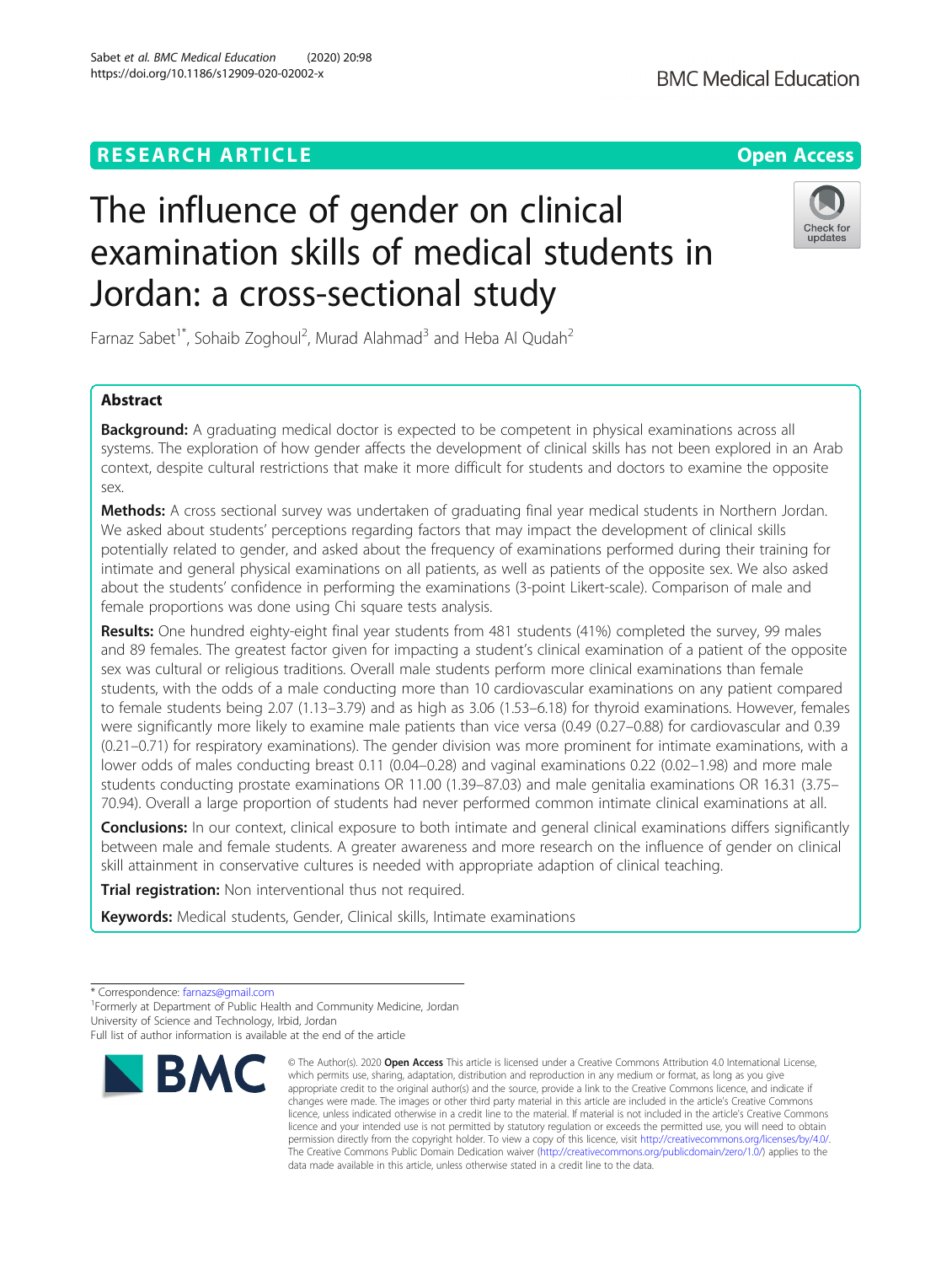RESEARCH ARTICLE

Open Access

# The influence of gender on clinical examination skills of medical students in Jordan: a cross-sectional study

Farnaz Sabet[1*], Sohaib Zoghoul[2], Murad Alahmad[3] and Heba Al Qudah[2]

## Abstract

**Background:** A graduating medical doctor is expected to be competent in physical examinations across all systems. The exploration of how gender affects the development of clinical skills has not been explored in an Arab context, despite cultural restrictions that make it more difficult for students and doctors to examine the opposite sex.

**Methods:** A cross sectional survey was undertaken of graduating final year medical students in Northern Jordan. We asked about students' perceptions regarding factors that may impact the development of clinical skills potentially related to gender, and asked about the frequency of examinations performed during their training for intimate and general physical examinations on all patients, as well as patients of the opposite sex. We also asked about the students' confidence in performing the examinations (3-point Likert-scale). Comparison of male and female proportions was done using Chi square tests analysis.

**Results:** One hundred eighty-eight final year students from 481 students (41%) completed the survey, 99 males and 89 females. The greatest factor given for impacting a student's clinical examination of a patient of the opposite sex was cultural or religious traditions. Overall male students perform more clinical examinations than female students, with the odds of a male conducting more than 10 cardiovascular examinations on any patient compared to female students being 2.07 (1.13–3.79) and as high as 3.06 (1.53–6.18) for thyroid examinations. However, females were significantly more likely to examine male patients than vice versa (0.49 (0.27–0.88) for cardiovascular and 0.39 (0.21–0.71) for respiratory examinations). The gender division was more prominent for intimate examinations, with a lower odds of males conducting breast 0.11 (0.04–0.28) and vaginal examinations 0.22 (0.02–1.98) and more male students conducting prostate examinations OR 11.00 (1.39–87.03) and male genitalia examinations OR 16.31 (3.75–70.94). Overall a large proportion of students had never performed common intimate clinical examinations at all.

**Conclusions:** In our context, clinical exposure to both intimate and general clinical examinations differs significantly between male and female students. A greater awareness and more research on the influence of gender on clinical skill attainment in conservative cultures is needed with appropriate adaption of clinical teaching.

**Trial registration:** Non interventional thus not required.

**Keywords:** Medical students, Gender, Clinical skills, Intimate examinations

---

* Correspondence: farnazs@gmail.com

[1]Formerly at Department of Public Health and Community Medicine, Jordan University of Science and Technology, Irbid, Jordan

Full list of author information is available at the end of the article

© The Author(s). 2020 **Open Access** This article is licensed under a Creative Commons Attribution 4.0 International License, which permits use, sharing, adaptation, distribution and reproduction in any medium or format, as long as you give appropriate credit to the original author(s) and the source, provide a link to the Creative Commons licence, and indicate if changes were made. The images or other third party material in this article are included in the article's Creative Commons licence, unless indicated otherwise in a credit line to the material. If material is not included in the article's Creative Commons licence and your intended use is not permitted by statutory regulation or exceeds the permitted use, you will need to obtain permission directly from the copyright holder. To view a copy of this licence, visit http://creativecommons.org/licenses/by/4.0/. The Creative Commons Public Domain Dedication waiver (http://creativecommons.org/publicdomain/zero/1.0/) applies to the data made available in this article, unless otherwise stated in a credit line to the data.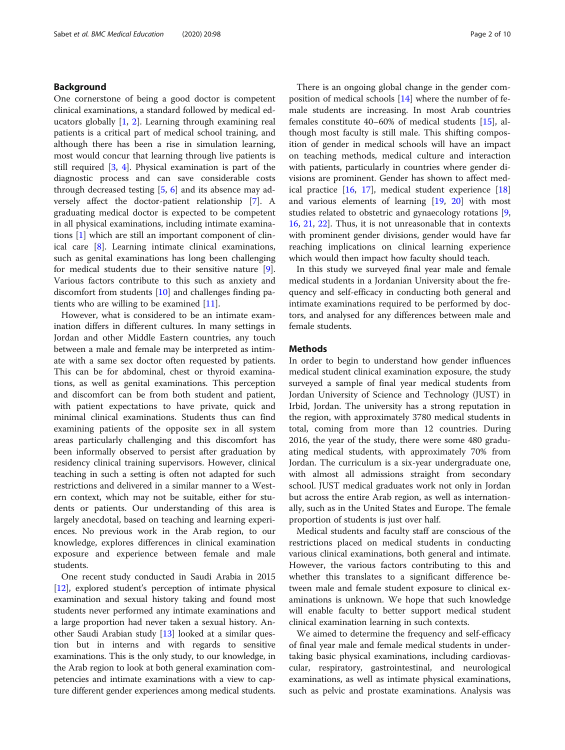## Background

One cornerstone of being a good doctor is competent clinical examinations, a standard followed by medical educators globally [1, 2]. Learning through examining real patients is a critical part of medical school training, and although there has been a rise in simulation learning, most would concur that learning through live patients is still required [3, 4]. Physical examination is part of the diagnostic process and can save considerable costs through decreased testing [5, 6] and its absence may adversely affect the doctor-patient relationship [7]. A graduating medical doctor is expected to be competent in all physical examinations, including intimate examinations [1] which are still an important component of clinical care [8]. Learning intimate clinical examinations, such as genital examinations has long been challenging for medical students due to their sensitive nature [9]. Various factors contribute to this such as anxiety and discomfort from students [10] and challenges finding patients who are willing to be examined [11].

However, what is considered to be an intimate examination differs in different cultures. In many settings in Jordan and other Middle Eastern countries, any touch between a male and female may be interpreted as intimate with a same sex doctor often requested by patients. This can be for abdominal, chest or thyroid examinations, as well as genital examinations. This perception and discomfort can be from both student and patient, with patient expectations to have private, quick and minimal clinical examinations. Students thus can find examining patients of the opposite sex in all system areas particularly challenging and this discomfort has been informally observed to persist after graduation by residency clinical training supervisors. However, clinical teaching in such a setting is often not adapted for such restrictions and delivered in a similar manner to a Western context, which may not be suitable, either for students or patients. Our understanding of this area is largely anecdotal, based on teaching and learning experiences. No previous work in the Arab region, to our knowledge, explores differences in clinical examination exposure and experience between female and male students.

One recent study conducted in Saudi Arabia in 2015 [12], explored student's perception of intimate physical examination and sexual history taking and found most students never performed any intimate examinations and a large proportion had never taken a sexual history. Another Saudi Arabian study [13] looked at a similar question but in interns and with regards to sensitive examinations. This is the only study, to our knowledge, in the Arab region to look at both general examination competencies and intimate examinations with a view to capture different gender experiences among medical students.

There is an ongoing global change in the gender composition of medical schools [14] where the number of female students are increasing. In most Arab countries females constitute 40–60% of medical students [15], although most faculty is still male. This shifting composition of gender in medical schools will have an impact on teaching methods, medical culture and interaction with patients, particularly in countries where gender divisions are prominent. Gender has shown to affect medical practice [16, 17], medical student experience [18] and various elements of learning [19, 20] with most studies related to obstetric and gynaecology rotations [9, 16, 21, 22]. Thus, it is not unreasonable that in contexts with prominent gender divisions, gender would have far reaching implications on clinical learning experience which would then impact how faculty should teach.

In this study we surveyed final year male and female medical students in a Jordanian University about the frequency and self-efficacy in conducting both general and intimate examinations required to be performed by doctors, and analysed for any differences between male and female students.

## Methods

In order to begin to understand how gender influences medical student clinical examination exposure, the study surveyed a sample of final year medical students from Jordan University of Science and Technology (JUST) in Irbid, Jordan. The university has a strong reputation in the region, with approximately 3780 medical students in total, coming from more than 12 countries. During 2016, the year of the study, there were some 480 graduating medical students, with approximately 70% from Jordan. The curriculum is a six-year undergraduate one, with almost all admissions straight from secondary school. JUST medical graduates work not only in Jordan but across the entire Arab region, as well as internationally, such as in the United States and Europe. The female proportion of students is just over half.

Medical students and faculty staff are conscious of the restrictions placed on medical students in conducting various clinical examinations, both general and intimate. However, the various factors contributing to this and whether this translates to a significant difference between male and female student exposure to clinical examinations is unknown. We hope that such knowledge will enable faculty to better support medical student clinical examination learning in such contexts.

We aimed to determine the frequency and self-efficacy of final year male and female medical students in undertaking basic physical examinations, including cardiovascular, respiratory, gastrointestinal, and neurological examinations, as well as intimate physical examinations, such as pelvic and prostate examinations. Analysis was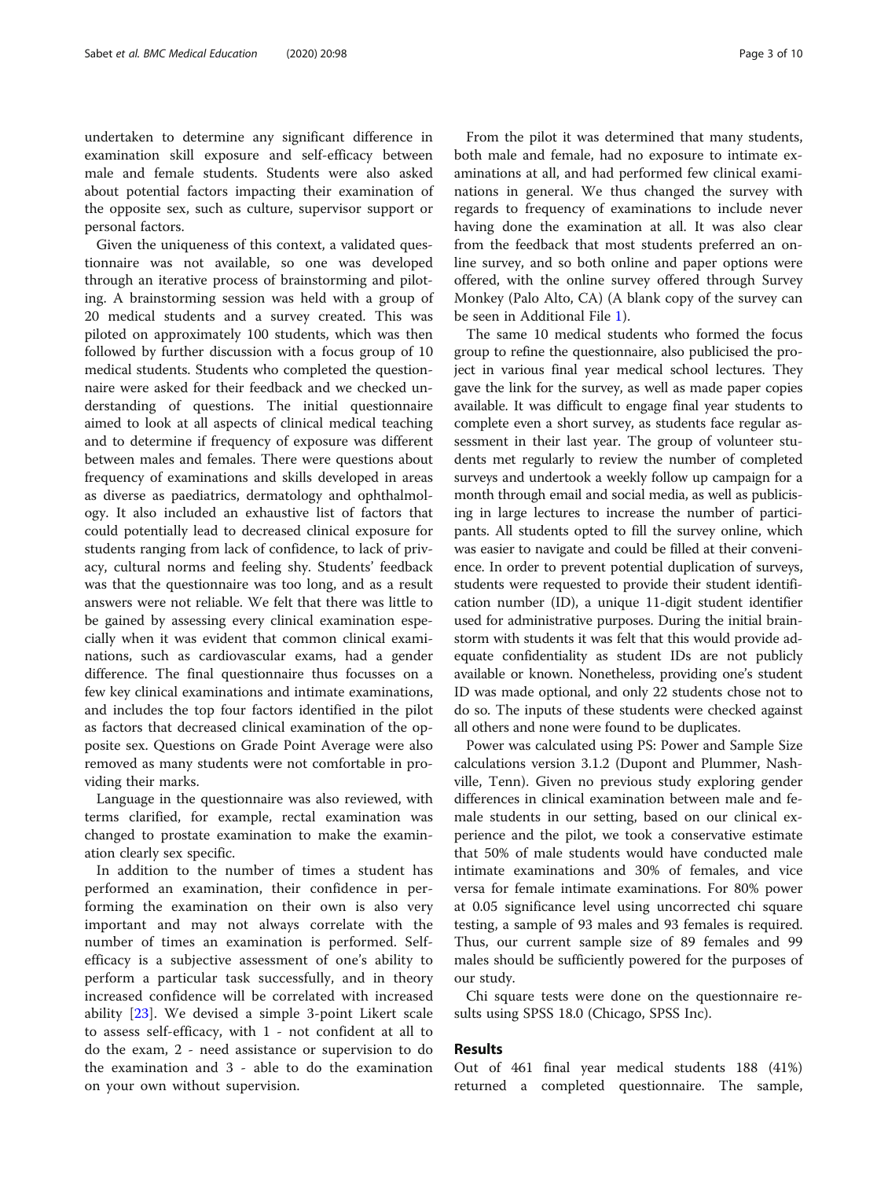undertaken to determine any significant difference in examination skill exposure and self-efficacy between male and female students. Students were also asked about potential factors impacting their examination of the opposite sex, such as culture, supervisor support or personal factors.

Given the uniqueness of this context, a validated questionnaire was not available, so one was developed through an iterative process of brainstorming and piloting. A brainstorming session was held with a group of 20 medical students and a survey created. This was piloted on approximately 100 students, which was then followed by further discussion with a focus group of 10 medical students. Students who completed the questionnaire were asked for their feedback and we checked understanding of questions. The initial questionnaire aimed to look at all aspects of clinical medical teaching and to determine if frequency of exposure was different between males and females. There were questions about frequency of examinations and skills developed in areas as diverse as paediatrics, dermatology and ophthalmology. It also included an exhaustive list of factors that could potentially lead to decreased clinical exposure for students ranging from lack of confidence, to lack of privacy, cultural norms and feeling shy. Students' feedback was that the questionnaire was too long, and as a result answers were not reliable. We felt that there was little to be gained by assessing every clinical examination especially when it was evident that common clinical examinations, such as cardiovascular exams, had a gender difference. The final questionnaire thus focusses on a few key clinical examinations and intimate examinations, and includes the top four factors identified in the pilot as factors that decreased clinical examination of the opposite sex. Questions on Grade Point Average were also removed as many students were not comfortable in providing their marks.

Language in the questionnaire was also reviewed, with terms clarified, for example, rectal examination was changed to prostate examination to make the examination clearly sex specific.

In addition to the number of times a student has performed an examination, their confidence in performing the examination on their own is also very important and may not always correlate with the number of times an examination is performed. Self-efficacy is a subjective assessment of one's ability to perform a particular task successfully, and in theory increased confidence will be correlated with increased ability [23]. We devised a simple 3-point Likert scale to assess self-efficacy, with 1 - not confident at all to do the exam, 2 - need assistance or supervision to do the examination and 3 - able to do the examination on your own without supervision.

From the pilot it was determined that many students, both male and female, had no exposure to intimate examinations at all, and had performed few clinical examinations in general. We thus changed the survey with regards to frequency of examinations to include never having done the examination at all. It was also clear from the feedback that most students preferred an online survey, and so both online and paper options were offered, with the online survey offered through Survey Monkey (Palo Alto, CA) (A blank copy of the survey can be seen in Additional File 1).

The same 10 medical students who formed the focus group to refine the questionnaire, also publicised the project in various final year medical school lectures. They gave the link for the survey, as well as made paper copies available. It was difficult to engage final year students to complete even a short survey, as students face regular assessment in their last year. The group of volunteer students met regularly to review the number of completed surveys and undertook a weekly follow up campaign for a month through email and social media, as well as publicising in large lectures to increase the number of participants. All students opted to fill the survey online, which was easier to navigate and could be filled at their convenience. In order to prevent potential duplication of surveys, students were requested to provide their student identification number (ID), a unique 11-digit student identifier used for administrative purposes. During the initial brainstorm with students it was felt that this would provide adequate confidentiality as student IDs are not publicly available or known. Nonetheless, providing one's student ID was made optional, and only 22 students chose not to do so. The inputs of these students were checked against all others and none were found to be duplicates.

Power was calculated using PS: Power and Sample Size calculations version 3.1.2 (Dupont and Plummer, Nashville, Tenn). Given no previous study exploring gender differences in clinical examination between male and female students in our setting, based on our clinical experience and the pilot, we took a conservative estimate that 50% of male students would have conducted male intimate examinations and 30% of females, and vice versa for female intimate examinations. For 80% power at 0.05 significance level using uncorrected chi square testing, a sample of 93 males and 93 females is required. Thus, our current sample size of 89 females and 99 males should be sufficiently powered for the purposes of our study.

Chi square tests were done on the questionnaire results using SPSS 18.0 (Chicago, SPSS Inc).

## Results

Out of 461 final year medical students 188 (41%) returned a completed questionnaire. The sample,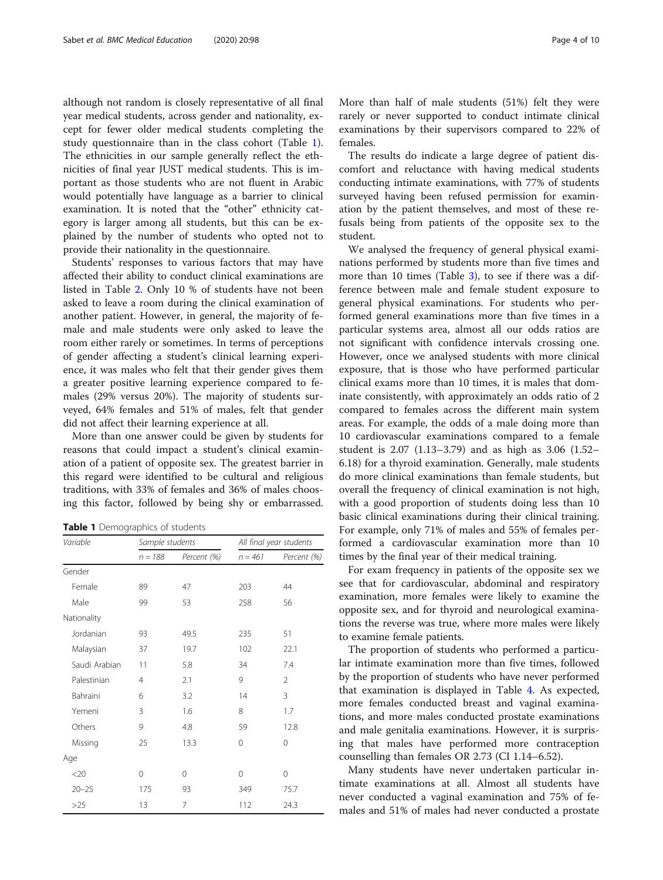although not random is closely representative of all final year medical students, across gender and nationality, except for fewer older medical students completing the study questionnaire than in the class cohort (Table 1). The ethnicities in our sample generally reflect the ethnicities of final year JUST medical students. This is important as those students who are not fluent in Arabic would potentially have language as a barrier to clinical examination. It is noted that the "other" ethnicity category is larger among all students, but this can be explained by the number of students who opted not to provide their nationality in the questionnaire.

Students' responses to various factors that may have affected their ability to conduct clinical examinations are listed in Table 2. Only 10 % of students have not been asked to leave a room during the clinical examination of another patient. However, in general, the majority of female and male students were only asked to leave the room either rarely or sometimes. In terms of perceptions of gender affecting a student's clinical learning experience, it was males who felt that their gender gives them a greater positive learning experience compared to females (29% versus 20%). The majority of students surveyed, 64% females and 51% of males, felt that gender did not affect their learning experience at all.

More than one answer could be given by students for reasons that could impact a student's clinical examination of a patient of opposite sex. The greatest barrier in this regard were identified to be cultural and religious traditions, with 33% of females and 36% of males choosing this factor, followed by being shy or embarrassed.

**Table 1** Demographics of students

| Variable | Sample students | | All final year students | |
|---|---|---|---|---|
| | n = 188 | Percent (%) | n = 461 | Percent (%) |
| Gender | | | | |
| Female | 89 | 47 | 203 | 44 |
| Male | 99 | 53 | 258 | 56 |
| Nationality | | | | |
| Jordanian | 93 | 49.5 | 235 | 51 |
| Malaysian | 37 | 19.7 | 102 | 22.1 |
| Saudi Arabian | 11 | 5.8 | 34 | 7.4 |
| Palestinian | 4 | 2.1 | 9 | 2 |
| Bahraini | 6 | 3.2 | 14 | 3 |
| Yemeni | 3 | 1.6 | 8 | 1.7 |
| Others | 9 | 4.8 | 59 | 12.8 |
| Missing | 25 | 13.3 | 0 | 0 |
| Age | | | | |
| <20 | 0 | 0 | 0 | 0 |
| 20–25 | 175 | 93 | 349 | 75.7 |
| >25 | 13 | 7 | 112 | 24.3 |

More than half of male students (51%) felt they were rarely or never supported to conduct intimate clinical examinations by their supervisors compared to 22% of females.

The results do indicate a large degree of patient discomfort and reluctance with having medical students conducting intimate examinations, with 77% of students surveyed having been refused permission for examination by the patient themselves, and most of these refusals being from patients of the opposite sex to the student.

We analysed the frequency of general physical examinations performed by students more than five times and more than 10 times (Table 3), to see if there was a difference between male and female student exposure to general physical examinations. For students who performed general examinations more than five times in a particular systems area, almost all our odds ratios are not significant with confidence intervals crossing one. However, once we analysed students with more clinical exposure, that is those who have performed particular clinical exams more than 10 times, it is males that dominate consistently, with approximately an odds ratio of 2 compared to females across the different main system areas. For example, the odds of a male doing more than 10 cardiovascular examinations compared to a female student is 2.07 (1.13–3.79) and as high as 3.06 (1.52–6.18) for a thyroid examination. Generally, male students do more clinical examinations than female students, but overall the frequency of clinical examination is not high, with a good proportion of students doing less than 10 basic clinical examinations during their clinical training. For example, only 71% of males and 55% of females performed a cardiovascular examination more than 10 times by the final year of their medical training.

For exam frequency in patients of the opposite sex we see that for cardiovascular, abdominal and respiratory examination, more females were likely to examine the opposite sex, and for thyroid and neurological examinations the reverse was true, where more males were likely to examine female patients.

The proportion of students who performed a particular intimate examination more than five times, followed by the proportion of students who have never performed that examination is displayed in Table 4. As expected, more females conducted breast and vaginal examinations, and more males conducted prostate examinations and male genitalia examinations. However, it is surprising that males have performed more contraception counselling than females OR 2.73 (CI 1.14–6.52).

Many students have never undertaken particular intimate examinations at all. Almost all students have never conducted a vaginal examination and 75% of females and 51% of males had never conducted a prostate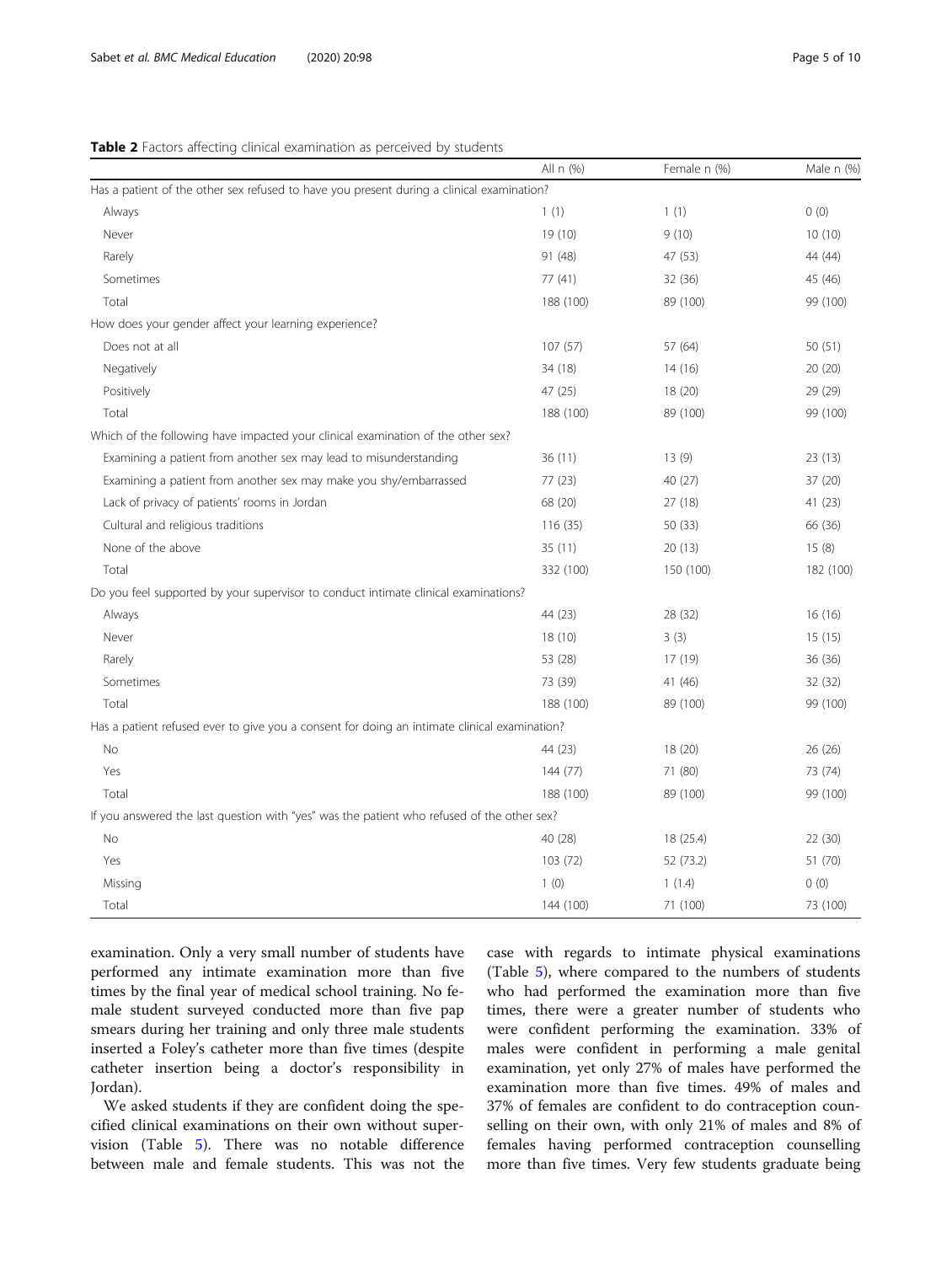**Table 2** Factors affecting clinical examination as perceived by students

| | All n (%) | Female n (%) | Male n (%) |
|---|---|---|---|
| Has a patient of the other sex refused to have you present during a clinical examination? | | | |
| Always | 1 (1) | 1 (1) | 0 (0) |
| Never | 19 (10) | 9 (10) | 10 (10) |
| Rarely | 91 (48) | 47 (53) | 44 (44) |
| Sometimes | 77 (41) | 32 (36) | 45 (46) |
| Total | 188 (100) | 89 (100) | 99 (100) |
| How does your gender affect your learning experience? | | | |
| Does not at all | 107 (57) | 57 (64) | 50 (51) |
| Negatively | 34 (18) | 14 (16) | 20 (20) |
| Positively | 47 (25) | 18 (20) | 29 (29) |
| Total | 188 (100) | 89 (100) | 99 (100) |
| Which of the following have impacted your clinical examination of the other sex? | | | |
| Examining a patient from another sex may lead to misunderstanding | 36 (11) | 13 (9) | 23 (13) |
| Examining a patient from another sex may make you shy/embarrassed | 77 (23) | 40 (27) | 37 (20) |
| Lack of privacy of patients' rooms in Jordan | 68 (20) | 27 (18) | 41 (23) |
| Cultural and religious traditions | 116 (35) | 50 (33) | 66 (36) |
| None of the above | 35 (11) | 20 (13) | 15 (8) |
| Total | 332 (100) | 150 (100) | 182 (100) |
| Do you feel supported by your supervisor to conduct intimate clinical examinations? | | | |
| Always | 44 (23) | 28 (32) | 16 (16) |
| Never | 18 (10) | 3 (3) | 15 (15) |
| Rarely | 53 (28) | 17 (19) | 36 (36) |
| Sometimes | 73 (39) | 41 (46) | 32 (32) |
| Total | 188 (100) | 89 (100) | 99 (100) |
| Has a patient refused ever to give you a consent for doing an intimate clinical examination? | | | |
| No | 44 (23) | 18 (20) | 26 (26) |
| Yes | 144 (77) | 71 (80) | 73 (74) |
| Total | 188 (100) | 89 (100) | 99 (100) |
| If you answered the last question with "yes" was the patient who refused of the other sex? | | | |
| No | 40 (28) | 18 (25.4) | 22 (30) |
| Yes | 103 (72) | 52 (73.2) | 51 (70) |
| Missing | 1 (0) | 1 (1.4) | 0 (0) |
| Total | 144 (100) | 71 (100) | 73 (100) |

examination. Only a very small number of students have performed any intimate examination more than five times by the final year of medical school training. No female student surveyed conducted more than five pap smears during her training and only three male students inserted a Foley's catheter more than five times (despite catheter insertion being a doctor's responsibility in Jordan).

We asked students if they are confident doing the specified clinical examinations on their own without supervision (Table 5). There was no notable difference between male and female students. This was not the case with regards to intimate physical examinations (Table 5), where compared to the numbers of students who had performed the examination more than five times, there were a greater number of students who were confident performing the examination. 33% of males were confident in performing a male genital examination, yet only 27% of males have performed the examination more than five times. 49% of males and 37% of females are confident to do contraception counselling on their own, with only 21% of males and 8% of females having performed contraception counselling more than five times. Very few students graduate being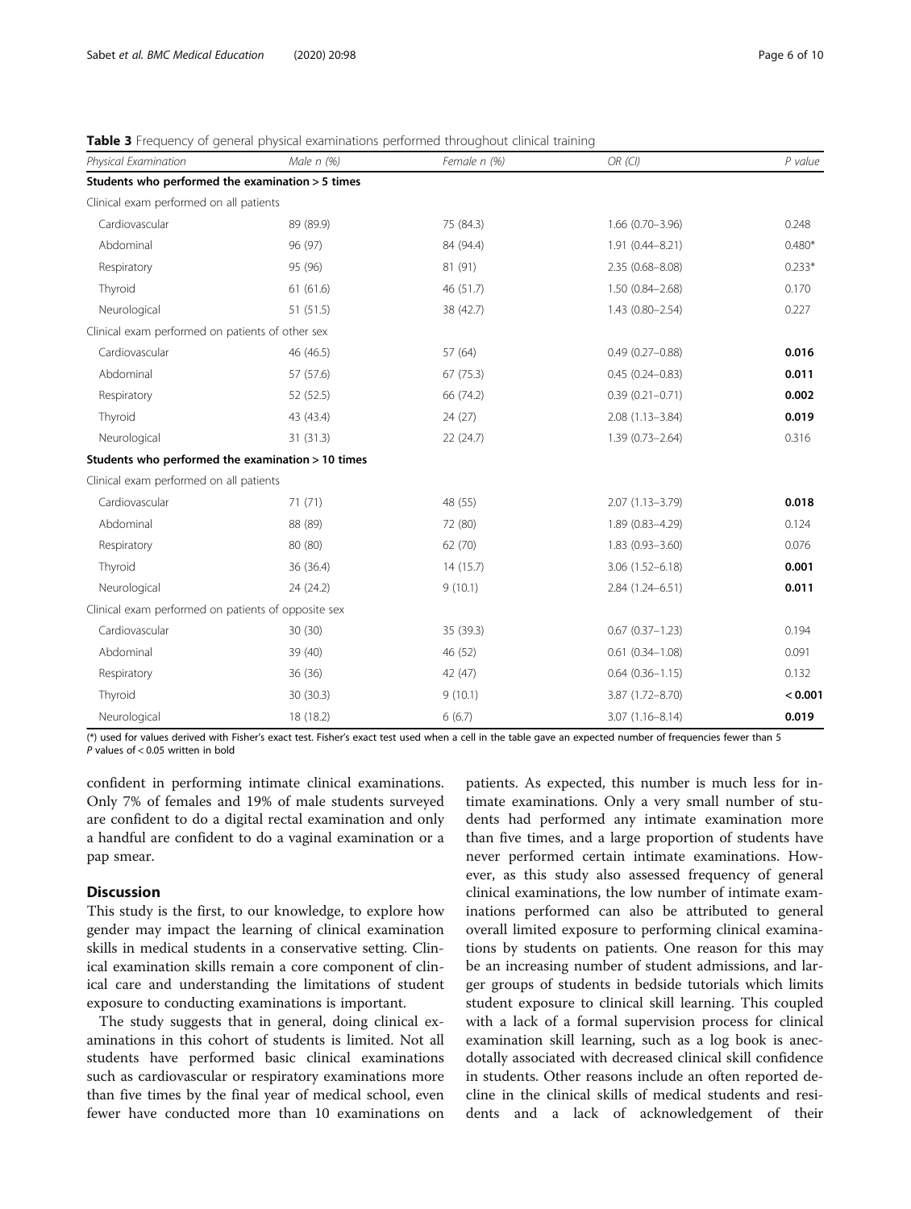**Table 3** Frequency of general physical examinations performed throughout clinical training

| Physical Examination | Male n (%) | Female n (%) | OR (CI) | P value |
|---|---|---|---|---|
| **Students who performed the examination > 5 times** | | | | |
| Clinical exam performed on all patients | | | | |
| Cardiovascular | 89 (89.9) | 75 (84.3) | 1.66 (0.70–3.96) | 0.248 |
| Abdominal | 96 (97) | 84 (94.4) | 1.91 (0.44–8.21) | 0.480* |
| Respiratory | 95 (96) | 81 (91) | 2.35 (0.68–8.08) | 0.233* |
| Thyroid | 61 (61.6) | 46 (51.7) | 1.50 (0.84–2.68) | 0.170 |
| Neurological | 51 (51.5) | 38 (42.7) | 1.43 (0.80–2.54) | 0.227 |
| Clinical exam performed on patients of other sex | | | | |
| Cardiovascular | 46 (46.5) | 57 (64) | 0.49 (0.27–0.88) | **0.016** |
| Abdominal | 57 (57.6) | 67 (75.3) | 0.45 (0.24–0.83) | **0.011** |
| Respiratory | 52 (52.5) | 66 (74.2) | 0.39 (0.21–0.71) | **0.002** |
| Thyroid | 43 (43.4) | 24 (27) | 2.08 (1.13–3.84) | **0.019** |
| Neurological | 31 (31.3) | 22 (24.7) | 1.39 (0.73–2.64) | 0.316 |
| **Students who performed the examination > 10 times** | | | | |
| Clinical exam performed on all patients | | | | |
| Cardiovascular | 71 (71) | 48 (55) | 2.07 (1.13–3.79) | **0.018** |
| Abdominal | 88 (89) | 72 (80) | 1.89 (0.83–4.29) | 0.124 |
| Respiratory | 80 (80) | 62 (70) | 1.83 (0.93–3.60) | 0.076 |
| Thyroid | 36 (36.4) | 14 (15.7) | 3.06 (1.52–6.18) | **0.001** |
| Neurological | 24 (24.2) | 9 (10.1) | 2.84 (1.24–6.51) | **0.011** |
| Clinical exam performed on patients of opposite sex | | | | |
| Cardiovascular | 30 (30) | 35 (39.3) | 0.67 (0.37–1.23) | 0.194 |
| Abdominal | 39 (40) | 46 (52) | 0.61 (0.34–1.08) | 0.091 |
| Respiratory | 36 (36) | 42 (47) | 0.64 (0.36–1.15) | 0.132 |
| Thyroid | 30 (30.3) | 9 (10.1) | 3.87 (1.72–8.70) | **< 0.001** |
| Neurological | 18 (18.2) | 6 (6.7) | 3.07 (1.16–8.14) | **0.019** |

(*) used for values derived with Fisher's exact test. Fisher's exact test used when a cell in the table gave an expected number of frequencies fewer than 5
*P* values of < 0.05 written in bold

confident in performing intimate clinical examinations. Only 7% of females and 19% of male students surveyed are confident to do a digital rectal examination and only a handful are confident to do a vaginal examination or a pap smear.

## Discussion

This study is the first, to our knowledge, to explore how gender may impact the learning of clinical examination skills in medical students in a conservative setting. Clinical examination skills remain a core component of clinical care and understanding the limitations of student exposure to conducting examinations is important.

The study suggests that in general, doing clinical examinations in this cohort of students is limited. Not all students have performed basic clinical examinations such as cardiovascular or respiratory examinations more than five times by the final year of medical school, even fewer have conducted more than 10 examinations on patients. As expected, this number is much less for intimate examinations. Only a very small number of students had performed any intimate examination more than five times, and a large proportion of students have never performed certain intimate examinations. However, as this study also assessed frequency of general clinical examinations, the low number of intimate examinations performed can also be attributed to general overall limited exposure to performing clinical examinations by students on patients. One reason for this may be an increasing number of student admissions, and larger groups of students in bedside tutorials which limits student exposure to clinical skill learning. This coupled with a lack of a formal supervision process for clinical examination skill learning, such as a log book is anecdotally associated with decreased clinical skill confidence in students. Other reasons include an often reported decline in the clinical skills of medical students and residents and a lack of acknowledgement of their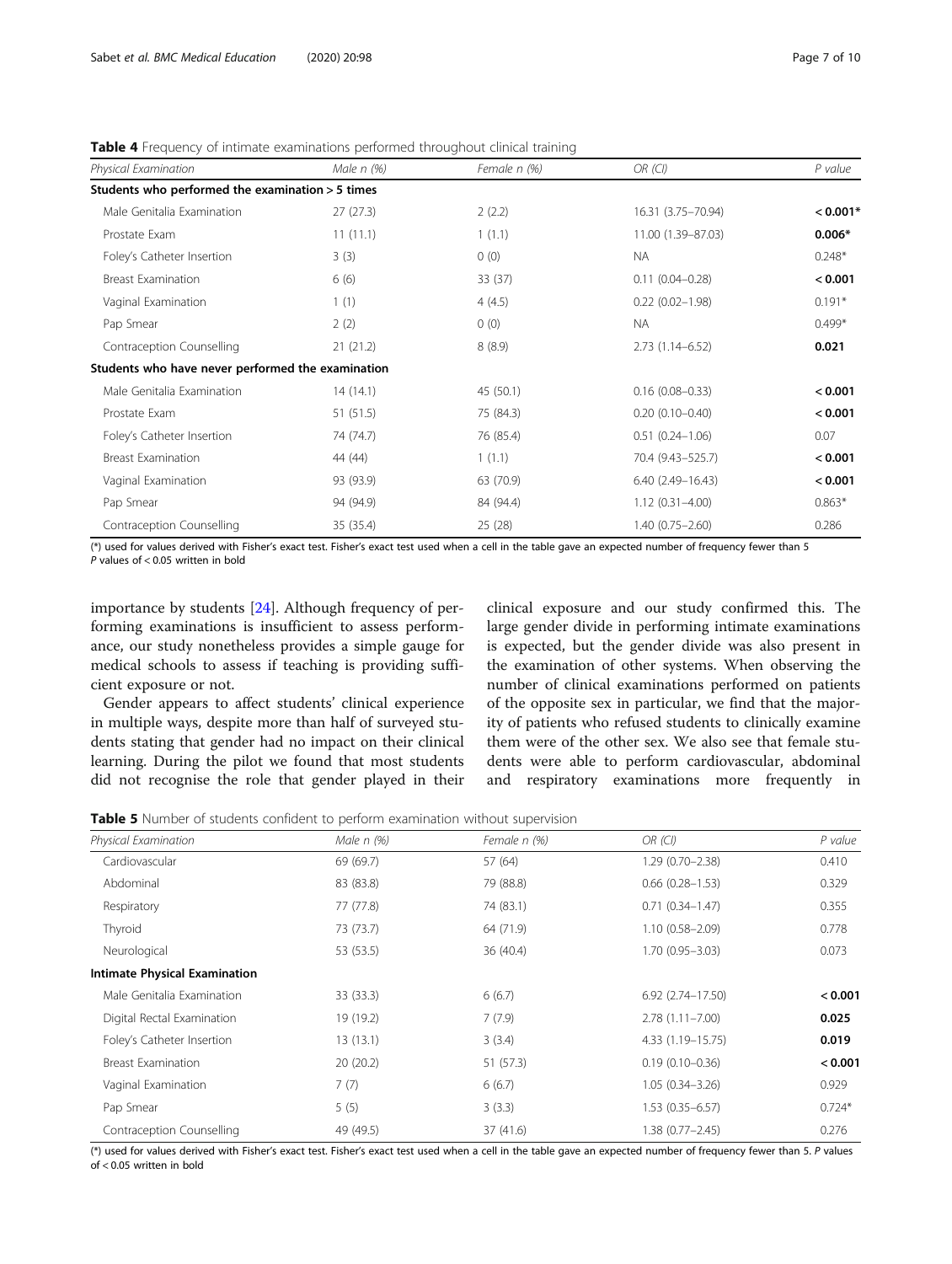**Table 4** Frequency of intimate examinations performed throughout clinical training

| *Physical Examination* | *Male n (%)* | *Female n (%)* | *OR (CI)* | *P value* |
|---|---|---|---|---|
| **Students who performed the examination > 5 times** | | | | |
| Male Genitalia Examination | 27 (27.3) | 2 (2.2) | 16.31 (3.75–70.94) | **< 0.001*** |
| Prostate Exam | 11 (11.1) | 1 (1.1) | 11.00 (1.39–87.03) | **0.006*** |
| Foley's Catheter Insertion | 3 (3) | 0 (0) | NA | 0.248* |
| Breast Examination | 6 (6) | 33 (37) | 0.11 (0.04–0.28) | **< 0.001** |
| Vaginal Examination | 1 (1) | 4 (4.5) | 0.22 (0.02–1.98) | 0.191* |
| Pap Smear | 2 (2) | 0 (0) | NA | 0.499* |
| Contraception Counselling | 21 (21.2) | 8 (8.9) | 2.73 (1.14–6.52) | **0.021** |
| **Students who have never performed the examination** | | | | |
| Male Genitalia Examination | 14 (14.1) | 45 (50.1) | 0.16 (0.08–0.33) | **< 0.001** |
| Prostate Exam | 51 (51.5) | 75 (84.3) | 0.20 (0.10–0.40) | **< 0.001** |
| Foley's Catheter Insertion | 74 (74.7) | 76 (85.4) | 0.51 (0.24–1.06) | 0.07 |
| Breast Examination | 44 (44) | 1 (1.1) | 70.4 (9.43–525.7) | **< 0.001** |
| Vaginal Examination | 93 (93.9) | 63 (70.9) | 6.40 (2.49–16.43) | **< 0.001** |
| Pap Smear | 94 (94.9) | 84 (94.4) | 1.12 (0.31–4.00) | 0.863* |
| Contraception Counselling | 35 (35.4) | 25 (28) | 1.40 (0.75–2.60) | 0.286 |

(*) used for values derived with Fisher's exact test. Fisher's exact test used when a cell in the table gave an expected number of frequency fewer than 5
*P* values of < 0.05 written in bold

importance by students [24]. Although frequency of performing examinations is insufficient to assess performance, our study nonetheless provides a simple gauge for medical schools to assess if teaching is providing sufficient exposure or not.

Gender appears to affect students' clinical experience in multiple ways, despite more than half of surveyed students stating that gender had no impact on their clinical learning. During the pilot we found that most students did not recognise the role that gender played in their clinical exposure and our study confirmed this. The large gender divide in performing intimate examinations is expected, but the gender divide was also present in the examination of other systems. When observing the number of clinical examinations performed on patients of the opposite sex in particular, we find that the majority of patients who refused students to clinically examine them were of the other sex. We also see that female students were able to perform cardiovascular, abdominal and respiratory examinations more frequently in

**Table 5** Number of students confident to perform examination without supervision

| *Physical Examination* | *Male n (%)* | *Female n (%)* | *OR (CI)* | *P value* |
|---|---|---|---|---|
| Cardiovascular | 69 (69.7) | 57 (64) | 1.29 (0.70–2.38) | 0.410 |
| Abdominal | 83 (83.8) | 79 (88.8) | 0.66 (0.28–1.53) | 0.329 |
| Respiratory | 77 (77.8) | 74 (83.1) | 0.71 (0.34–1.47) | 0.355 |
| Thyroid | 73 (73.7) | 64 (71.9) | 1.10 (0.58–2.09) | 0.778 |
| Neurological | 53 (53.5) | 36 (40.4) | 1.70 (0.95–3.03) | 0.073 |
| **Intimate Physical Examination** | | | | |
| Male Genitalia Examination | 33 (33.3) | 6 (6.7) | 6.92 (2.74–17.50) | **< 0.001** |
| Digital Rectal Examination | 19 (19.2) | 7 (7.9) | 2.78 (1.11–7.00) | **0.025** |
| Foley's Catheter Insertion | 13 (13.1) | 3 (3.4) | 4.33 (1.19–15.75) | **0.019** |
| Breast Examination | 20 (20.2) | 51 (57.3) | 0.19 (0.10–0.36) | **< 0.001** |
| Vaginal Examination | 7 (7) | 6 (6.7) | 1.05 (0.34–3.26) | 0.929 |
| Pap Smear | 5 (5) | 3 (3.3) | 1.53 (0.35–6.57) | 0.724* |
| Contraception Counselling | 49 (49.5) | 37 (41.6) | 1.38 (0.77–2.45) | 0.276 |

(*) used for values derived with Fisher's exact test. Fisher's exact test used when a cell in the table gave an expected number of frequency fewer than 5. *P* values of < 0.05 written in bold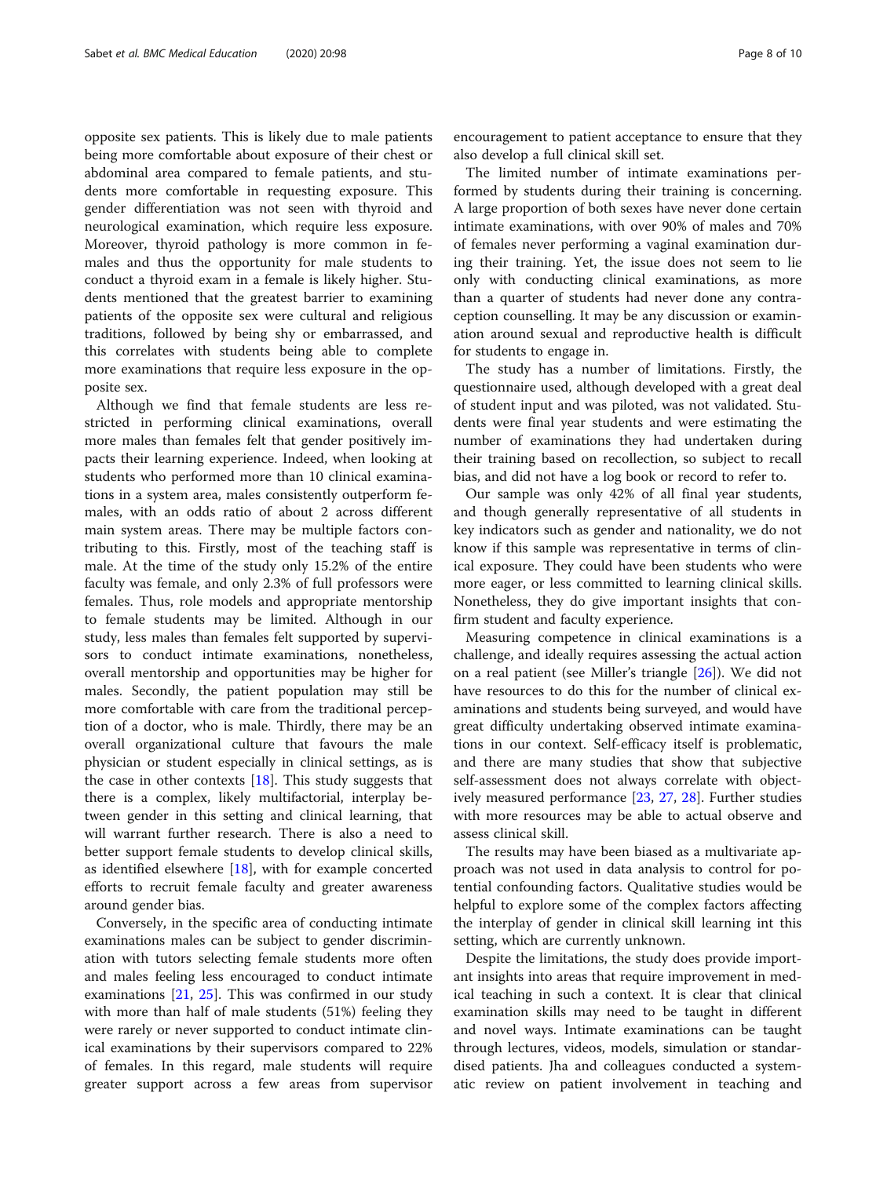opposite sex patients. This is likely due to male patients being more comfortable about exposure of their chest or abdominal area compared to female patients, and students more comfortable in requesting exposure. This gender differentiation was not seen with thyroid and neurological examination, which require less exposure. Moreover, thyroid pathology is more common in females and thus the opportunity for male students to conduct a thyroid exam in a female is likely higher. Students mentioned that the greatest barrier to examining patients of the opposite sex were cultural and religious traditions, followed by being shy or embarrassed, and this correlates with students being able to complete more examinations that require less exposure in the opposite sex.

Although we find that female students are less restricted in performing clinical examinations, overall more males than females felt that gender positively impacts their learning experience. Indeed, when looking at students who performed more than 10 clinical examinations in a system area, males consistently outperform females, with an odds ratio of about 2 across different main system areas. There may be multiple factors contributing to this. Firstly, most of the teaching staff is male. At the time of the study only 15.2% of the entire faculty was female, and only 2.3% of full professors were females. Thus, role models and appropriate mentorship to female students may be limited. Although in our study, less males than females felt supported by supervisors to conduct intimate examinations, nonetheless, overall mentorship and opportunities may be higher for males. Secondly, the patient population may still be more comfortable with care from the traditional perception of a doctor, who is male. Thirdly, there may be an overall organizational culture that favours the male physician or student especially in clinical settings, as is the case in other contexts [18]. This study suggests that there is a complex, likely multifactorial, interplay between gender in this setting and clinical learning, that will warrant further research. There is also a need to better support female students to develop clinical skills, as identified elsewhere [18], with for example concerted efforts to recruit female faculty and greater awareness around gender bias.

Conversely, in the specific area of conducting intimate examinations males can be subject to gender discrimination with tutors selecting female students more often and males feeling less encouraged to conduct intimate examinations [21, 25]. This was confirmed in our study with more than half of male students (51%) feeling they were rarely or never supported to conduct intimate clinical examinations by their supervisors compared to 22% of females. In this regard, male students will require greater support across a few areas from supervisor encouragement to patient acceptance to ensure that they also develop a full clinical skill set.

The limited number of intimate examinations performed by students during their training is concerning. A large proportion of both sexes have never done certain intimate examinations, with over 90% of males and 70% of females never performing a vaginal examination during their training. Yet, the issue does not seem to lie only with conducting clinical examinations, as more than a quarter of students had never done any contraception counselling. It may be any discussion or examination around sexual and reproductive health is difficult for students to engage in.

The study has a number of limitations. Firstly, the questionnaire used, although developed with a great deal of student input and was piloted, was not validated. Students were final year students and were estimating the number of examinations they had undertaken during their training based on recollection, so subject to recall bias, and did not have a log book or record to refer to.

Our sample was only 42% of all final year students, and though generally representative of all students in key indicators such as gender and nationality, we do not know if this sample was representative in terms of clinical exposure. They could have been students who were more eager, or less committed to learning clinical skills. Nonetheless, they do give important insights that confirm student and faculty experience.

Measuring competence in clinical examinations is a challenge, and ideally requires assessing the actual action on a real patient (see Miller's triangle [26]). We did not have resources to do this for the number of clinical examinations and students being surveyed, and would have great difficulty undertaking observed intimate examinations in our context. Self-efficacy itself is problematic, and there are many studies that show that subjective self-assessment does not always correlate with objectively measured performance [23, 27, 28]. Further studies with more resources may be able to actual observe and assess clinical skill.

The results may have been biased as a multivariate approach was not used in data analysis to control for potential confounding factors. Qualitative studies would be helpful to explore some of the complex factors affecting the interplay of gender in clinical skill learning int this setting, which are currently unknown.

Despite the limitations, the study does provide important insights into areas that require improvement in medical teaching in such a context. It is clear that clinical examination skills may need to be taught in different and novel ways. Intimate examinations can be taught through lectures, videos, models, simulation or standardised patients. Jha and colleagues conducted a systematic review on patient involvement in teaching and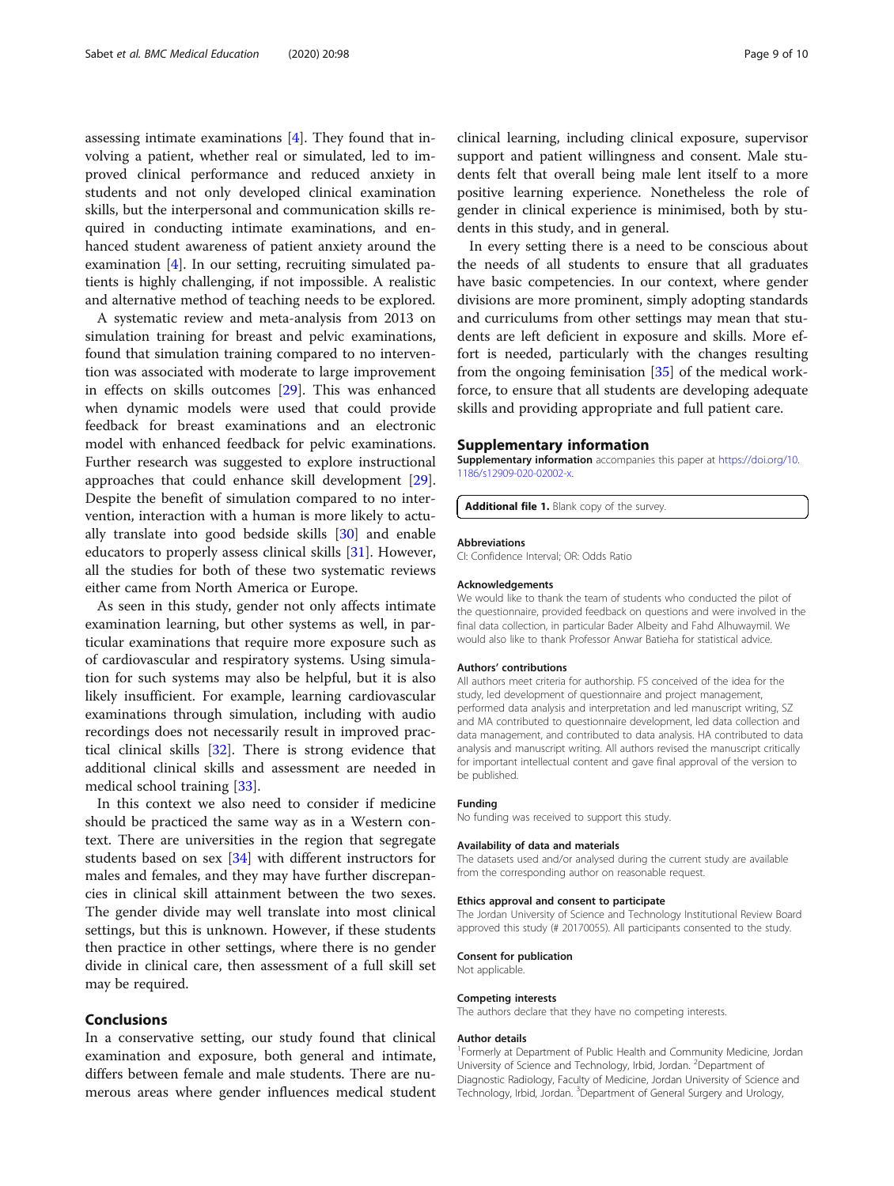assessing intimate examinations [4]. They found that involving a patient, whether real or simulated, led to improved clinical performance and reduced anxiety in students and not only developed clinical examination skills, but the interpersonal and communication skills required in conducting intimate examinations, and enhanced student awareness of patient anxiety around the examination [4]. In our setting, recruiting simulated patients is highly challenging, if not impossible. A realistic and alternative method of teaching needs to be explored.

A systematic review and meta-analysis from 2013 on simulation training for breast and pelvic examinations, found that simulation training compared to no intervention was associated with moderate to large improvement in effects on skills outcomes [29]. This was enhanced when dynamic models were used that could provide feedback for breast examinations and an electronic model with enhanced feedback for pelvic examinations. Further research was suggested to explore instructional approaches that could enhance skill development [29]. Despite the benefit of simulation compared to no intervention, interaction with a human is more likely to actually translate into good bedside skills [30] and enable educators to properly assess clinical skills [31]. However, all the studies for both of these two systematic reviews either came from North America or Europe.

As seen in this study, gender not only affects intimate examination learning, but other systems as well, in particular examinations that require more exposure such as of cardiovascular and respiratory systems. Using simulation for such systems may also be helpful, but it is also likely insufficient. For example, learning cardiovascular examinations through simulation, including with audio recordings does not necessarily result in improved practical clinical skills [32]. There is strong evidence that additional clinical skills and assessment are needed in medical school training [33].

In this context we also need to consider if medicine should be practiced the same way as in a Western context. There are universities in the region that segregate students based on sex [34] with different instructors for males and females, and they may have further discrepancies in clinical skill attainment between the two sexes. The gender divide may well translate into most clinical settings, but this is unknown. However, if these students then practice in other settings, where there is no gender divide in clinical care, then assessment of a full skill set may be required.

## Conclusions

In a conservative setting, our study found that clinical examination and exposure, both general and intimate, differs between female and male students. There are numerous areas where gender influences medical student clinical learning, including clinical exposure, supervisor support and patient willingness and consent. Male students felt that overall being male lent itself to a more positive learning experience. Nonetheless the role of gender in clinical experience is minimised, both by students in this study, and in general.

In every setting there is a need to be conscious about the needs of all students to ensure that all graduates have basic competencies. In our context, where gender divisions are more prominent, simply adopting standards and curriculums from other settings may mean that students are left deficient in exposure and skills. More effort is needed, particularly with the changes resulting from the ongoing feminisation [35] of the medical workforce, to ensure that all students are developing adequate skills and providing appropriate and full patient care.

## Supplementary information

**Supplementary information** accompanies this paper at https://doi.org/10.1186/s12909-020-02002-x.

**Additional file 1.** Blank copy of the survey.

### Abbreviations

CI: Confidence Interval; OR: Odds Ratio

### Acknowledgements

We would like to thank the team of students who conducted the pilot of the questionnaire, provided feedback on questions and were involved in the final data collection, in particular Bader Albeity and Fahd Alhuwaymil. We would also like to thank Professor Anwar Batieha for statistical advice.

### Authors' contributions

All authors meet criteria for authorship. FS conceived of the idea for the study, led development of questionnaire and project management, performed data analysis and interpretation and led manuscript writing, SZ and MA contributed to questionnaire development, led data collection and data management, and contributed to data analysis. HA contributed to data analysis and manuscript writing. All authors revised the manuscript critically for important intellectual content and gave final approval of the version to be published.

### Funding

No funding was received to support this study.

### Availability of data and materials

The datasets used and/or analysed during the current study are available from the corresponding author on reasonable request.

### Ethics approval and consent to participate

The Jordan University of Science and Technology Institutional Review Board approved this study (# 20170055). All participants consented to the study.

### Consent for publication

Not applicable.

### Competing interests

The authors declare that they have no competing interests.

### Author details

[1]Formerly at Department of Public Health and Community Medicine, Jordan University of Science and Technology, Irbid, Jordan. [2]Department of Diagnostic Radiology, Faculty of Medicine, Jordan University of Science and Technology, Irbid, Jordan. [3]Department of General Surgery and Urology,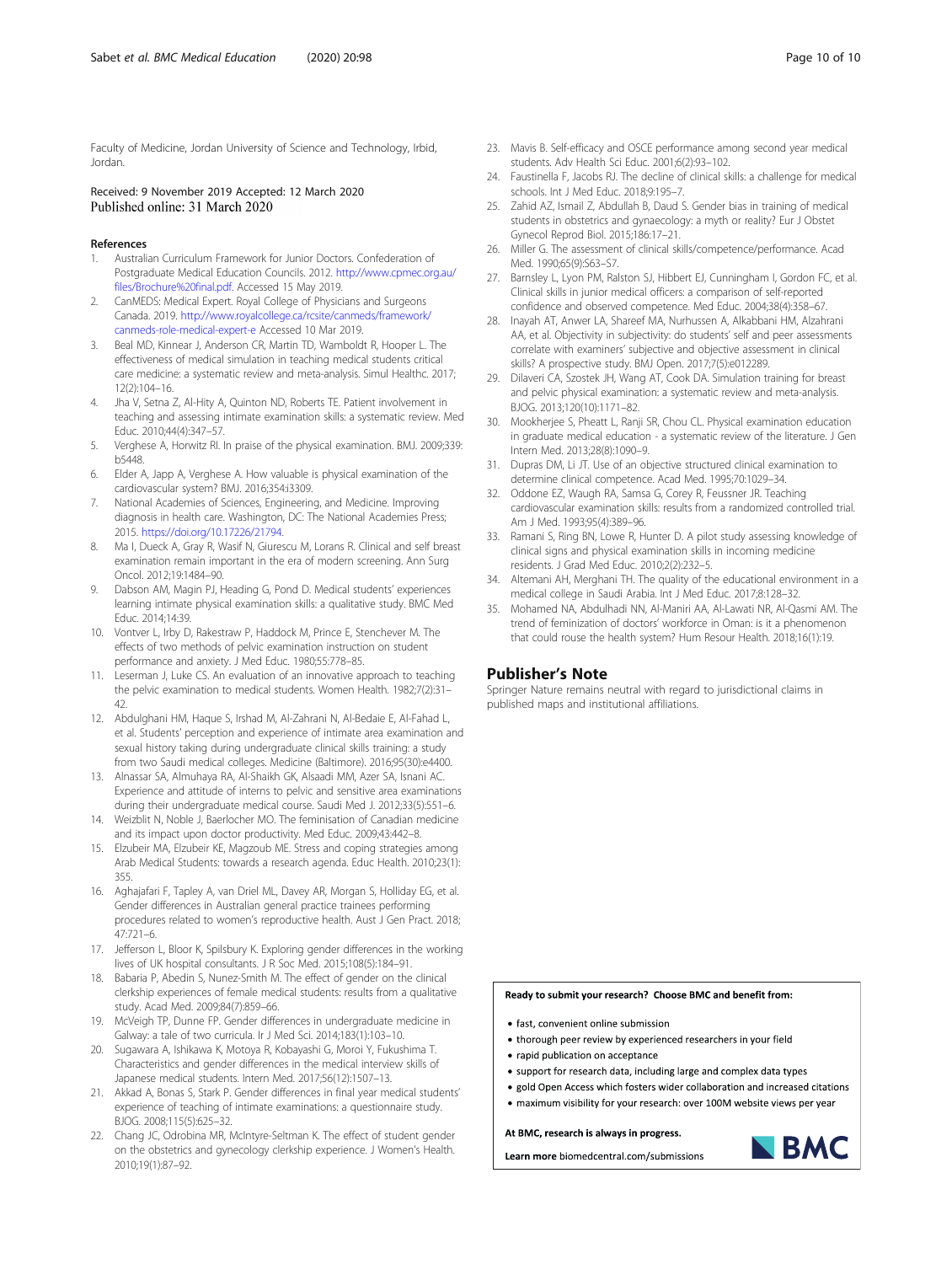Faculty of Medicine, Jordan University of Science and Technology, Irbid, Jordan.

Received: 9 November 2019 Accepted: 12 March 2020
Published online: 31 March 2020

## References

1. Australian Curriculum Framework for Junior Doctors. Confederation of Postgraduate Medical Education Councils. 2012. http://www.cpmec.org.au/files/Brochure%20final.pdf. Accessed 15 May 2019.
2. CanMEDS: Medical Expert. Royal College of Physicians and Surgeons Canada. 2019. http://www.royalcollege.ca/rcsite/canmeds/framework/canmeds-role-medical-expert-e Accessed 10 Mar 2019.
3. Beal MD, Kinnear J, Anderson CR, Martin TD, Wamboldt R, Hooper L. The effectiveness of medical simulation in teaching medical students critical care medicine: a systematic review and meta-analysis. Simul Healthc. 2017;12(2):104–16.
4. Jha V, Setna Z, Al-Hity A, Quinton ND, Roberts TE. Patient involvement in teaching and assessing intimate examination skills: a systematic review. Med Educ. 2010;44(4):347–57.
5. Verghese A, Horwitz RI. In praise of the physical examination. BMJ. 2009;339:b5448.
6. Elder A, Japp A, Verghese A. How valuable is physical examination of the cardiovascular system? BMJ. 2016;354:i3309.
7. National Academies of Sciences, Engineering, and Medicine. Improving diagnosis in health care. Washington, DC: The National Academies Press; 2015. https://doi.org/10.17226/21794.
8. Ma I, Dueck A, Gray R, Wasif N, Giurescu M, Lorans R. Clinical and self breast examination remain important in the era of modern screening. Ann Surg Oncol. 2012;19:1484–90.
9. Dabson AM, Magin PJ, Heading G, Pond D. Medical students' experiences learning intimate physical examination skills: a qualitative study. BMC Med Educ. 2014;14:39.
10. Vontver L, Irby D, Rakestraw P, Haddock M, Prince E, Stenchever M. The effects of two methods of pelvic examination instruction on student performance and anxiety. J Med Educ. 1980;55:778–85.
11. Leserman J, Luke CS. An evaluation of an innovative approach to teaching the pelvic examination to medical students. Women Health. 1982;7(2):31–42.
12. Abdulghani HM, Haque S, Irshad M, Al-Zahrani N, Al-Bedaie E, Al-Fahad L, et al. Students' perception and experience of intimate area examination and sexual history taking during undergraduate clinical skills training: a study from two Saudi medical colleges. Medicine (Baltimore). 2016;95(30):e4400.
13. Alnassar SA, Almuhaya RA, Al-Shaikh GK, Alsaadi MM, Azer SA, Isnani AC. Experience and attitude of interns to pelvic and sensitive area examinations during their undergraduate medical course. Saudi Med J. 2012;33(5):551–6.
14. Weizblit N, Noble J, Baerlocher MO. The feminisation of Canadian medicine and its impact upon doctor productivity. Med Educ. 2009;43:442–8.
15. Elzubeir MA, Elzubeir KE, Magzoub ME. Stress and coping strategies among Arab Medical Students: towards a research agenda. Educ Health. 2010;23(1):355.
16. Aghajafari F, Tapley A, van Driel ML, Davey AR, Morgan S, Holliday EG, et al. Gender differences in Australian general practice trainees performing procedures related to women's reproductive health. Aust J Gen Pract. 2018;47:721–6.
17. Jefferson L, Bloor K, Spilsbury K. Exploring gender differences in the working lives of UK hospital consultants. J R Soc Med. 2015;108(5):184–91.
18. Babaria P, Abedin S, Nunez-Smith M. The effect of gender on the clinical clerkship experiences of female medical students: results from a qualitative study. Acad Med. 2009;84(7):859–66.
19. McVeigh TP, Dunne FP. Gender differences in undergraduate medicine in Galway: a tale of two curricula. Ir J Med Sci. 2014;183(1):103–10.
20. Sugawara A, Ishikawa K, Motoya R, Kobayashi G, Moroi Y, Fukushima T. Characteristics and gender differences in the medical interview skills of Japanese medical students. Intern Med. 2017;56(12):1507–13.
21. Akkad A, Bonas S, Stark P. Gender differences in final year medical students' experience of teaching of intimate examinations: a questionnaire study. BJOG. 2008;115(5):625–32.
22. Chang JC, Odrobina MR, McIntyre-Seltman K. The effect of student gender on the obstetrics and gynecology clerkship experience. J Women's Health. 2010;19(1):87–92.
23. Mavis B. Self-efficacy and OSCE performance among second year medical students. Adv Health Sci Educ. 2001;6(2):93–102.
24. Faustinella F, Jacobs RJ. The decline of clinical skills: a challenge for medical schools. Int J Med Educ. 2018;9:195–7.
25. Zahid AZ, Ismail Z, Abdullah B, Daud S. Gender bias in training of medical students in obstetrics and gynaecology: a myth or reality? Eur J Obstet Gynecol Reprod Biol. 2015;186:17–21.
26. Miller G. The assessment of clinical skills/competence/performance. Acad Med. 1990;65(9):S63–S7.
27. Barnsley L, Lyon PM, Ralston SJ, Hibbert EJ, Cunningham I, Gordon FC, et al. Clinical skills in junior medical officers: a comparison of self-reported confidence and observed competence. Med Educ. 2004;38(4):358–67.
28. Inayah AT, Anwer LA, Shareef MA, Nurhussen A, Alkabbani HM, Alzahrani AA, et al. Objectivity in subjectivity: do students' self and peer assessments correlate with examiners' subjective and objective assessment in clinical skills? A prospective study. BMJ Open. 2017;7(5):e012289.
29. Dilaveri CA, Szostek JH, Wang AT, Cook DA. Simulation training for breast and pelvic physical examination: a systematic review and meta-analysis. BJOG. 2013;120(10):1171–82.
30. Mookherjee S, Pheatt L, Ranji SR, Chou CL. Physical examination education in graduate medical education - a systematic review of the literature. J Gen Intern Med. 2013;28(8):1090–9.
31. Dupras DM, Li JT. Use of an objective structured clinical examination to determine clinical competence. Acad Med. 1995;70:1029–34.
32. Oddone EZ, Waugh RA, Samsa G, Corey R, Feussner JR. Teaching cardiovascular examination skills: results from a randomized controlled trial. Am J Med. 1993;95(4):389–96.
33. Ramani S, Ring BN, Lowe R, Hunter D. A pilot study assessing knowledge of clinical signs and physical examination skills in incoming medicine residents. J Grad Med Educ. 2010;2(2):232–5.
34. Altemani AH, Merghani TH. The quality of the educational environment in a medical college in Saudi Arabia. Int J Med Educ. 2017;8:128–32.
35. Mohamed NA, Abdulhadi NN, Al-Maniri AA, Al-Lawati NR, Al-Qasmi AM. The trend of feminization of doctors' workforce in Oman: is it a phenomenon that could rouse the health system? Hum Resour Health. 2018;16(1):19.

## Publisher's Note

Springer Nature remains neutral with regard to jurisdictional claims in published maps and institutional affiliations.

**Ready to submit your research? Choose BMC and benefit from:**

- fast, convenient online submission
- thorough peer review by experienced researchers in your field
- rapid publication on acceptance
- support for research data, including large and complex data types
- gold Open Access which fosters wider collaboration and increased citations
- maximum visibility for your research: over 100M website views per year

**At BMC, research is always in progress.**

**Learn more** biomedcentral.com/submissions

BMC